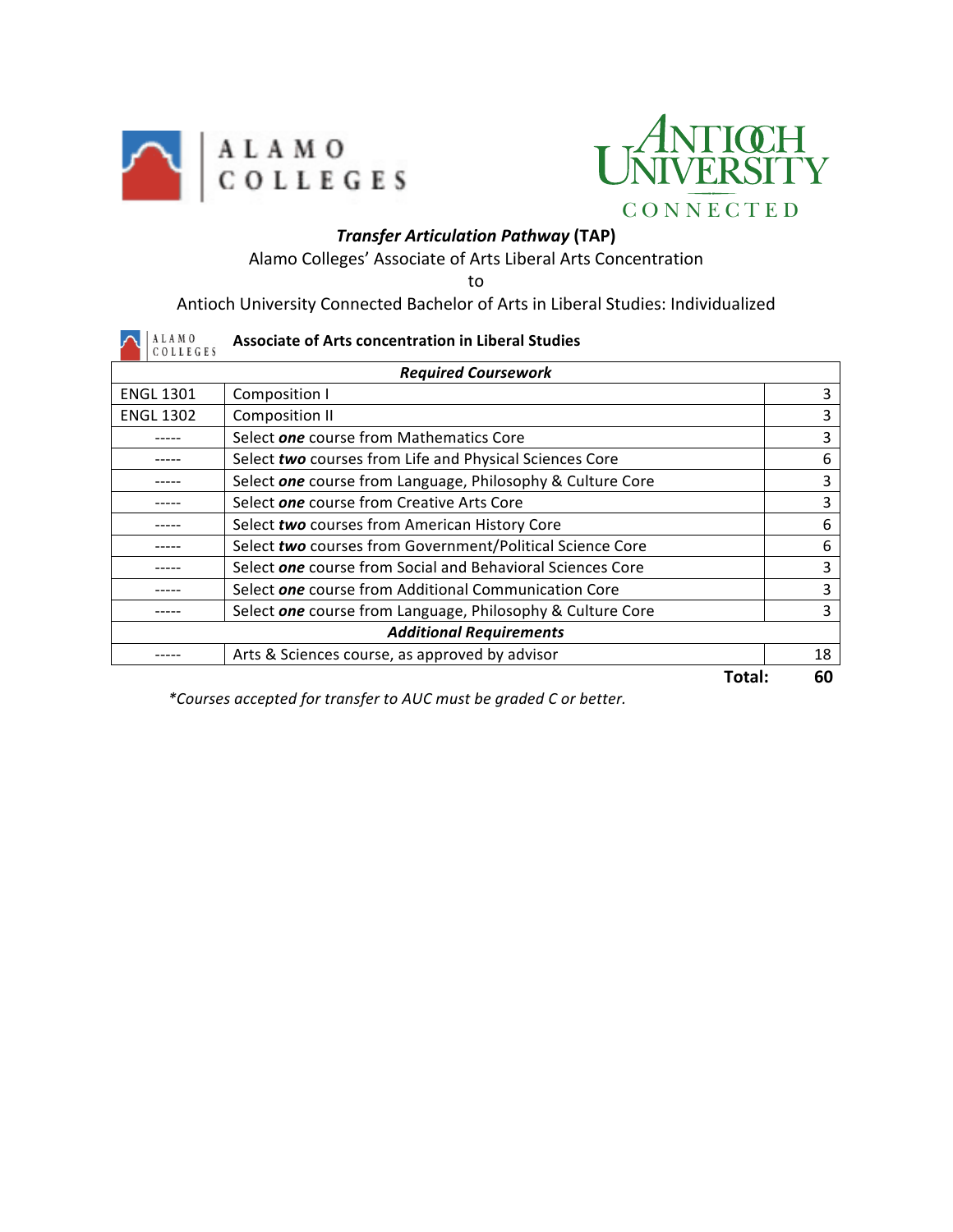ALAMO COLLEGES

ANTIOCH UNIVERSITY CONNECTED

# ***Transfer Articulation Pathway*** **(TAP)**

Alamo Colleges' Associate of Arts Liberal Arts Concentration

to

Antioch University Connected Bachelor of Arts in Liberal Studies: Individualized

ALAMO COLLEGES **Associate of Arts concentration in Liberal Studies**

| ***Required Coursework*** | | |
|---|---|---|
| ENGL 1301 | Composition I | 3 |
| ENGL 1302 | Composition II | 3 |
| ----- | Select ***one*** course from Mathematics Core | 3 |
| ----- | Select ***two*** courses from Life and Physical Sciences Core | 6 |
| ----- | Select ***one*** course from Language, Philosophy & Culture Core | 3 |
| ----- | Select ***one*** course from Creative Arts Core | 3 |
| ----- | Select ***two*** courses from American History Core | 6 |
| ----- | Select ***two*** courses from Government/Political Science Core | 6 |
| ----- | Select ***one*** course from Social and Behavioral Sciences Core | 3 |
| ----- | Select ***one*** course from Additional Communication Core | 3 |
| ----- | Select ***one*** course from Language, Philosophy & Culture Core | 3 |
| ***Additional Requirements*** | | |
| ----- | Arts & Sciences course, as approved by advisor | 18 |
| | **Total:** | **60** |

*\*Courses accepted for transfer to AUC must be graded C or better.*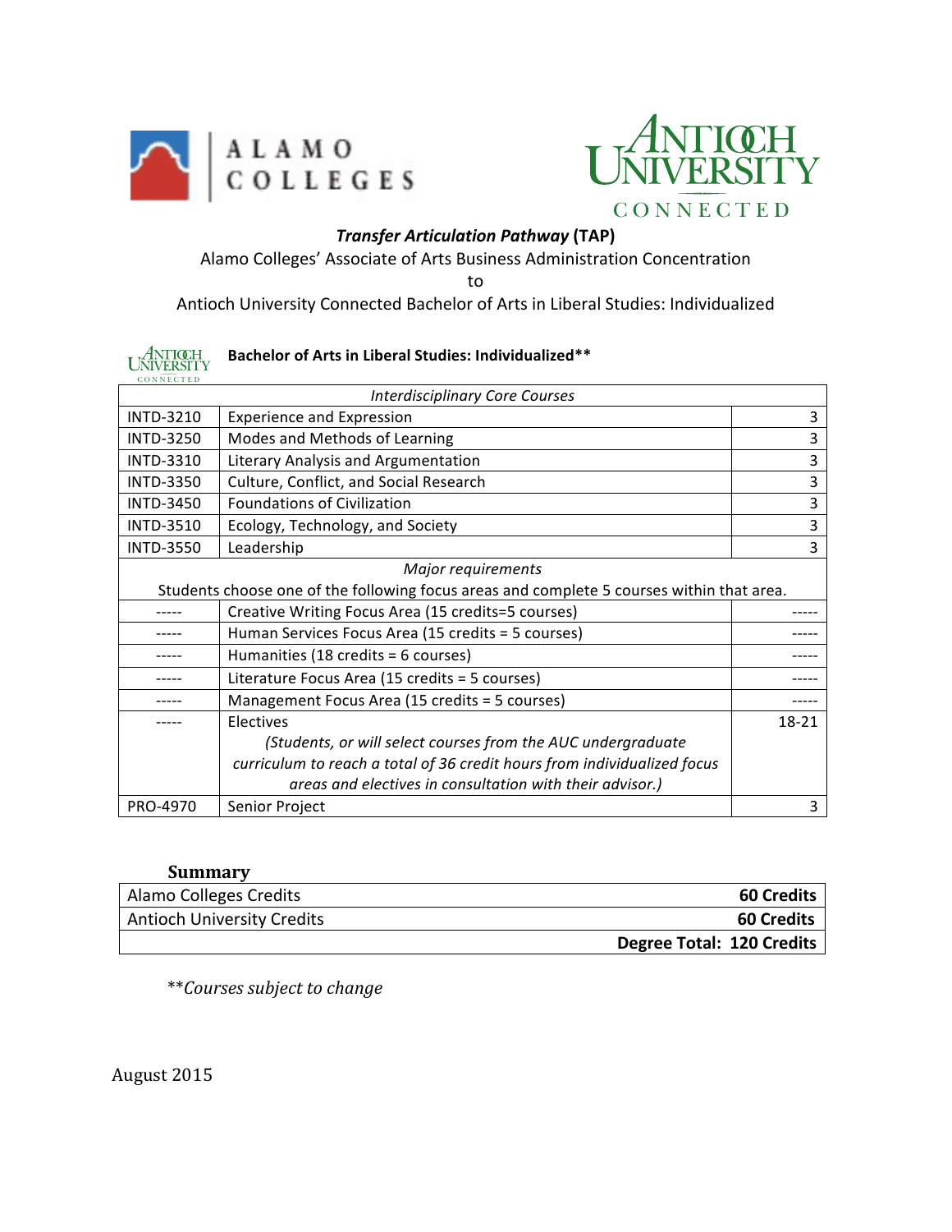ALAMO COLLEGES

ANTIOCH UNIVERSITY CONNECTED

***Transfer Articulation Pathway* (TAP)**

Alamo Colleges' Associate of Arts Business Administration Concentration

to

Antioch University Connected Bachelor of Arts in Liberal Studies: Individualized

**Bachelor of Arts in Liberal Studies: Individualized****

| | | |
|---|---|---|
| | *Interdisciplinary Core Courses* | |
| INTD-3210 | Experience and Expression | 3 |
| INTD-3250 | Modes and Methods of Learning | 3 |
| INTD-3310 | Literary Analysis and Argumentation | 3 |
| INTD-3350 | Culture, Conflict, and Social Research | 3 |
| INTD-3450 | Foundations of Civilization | 3 |
| INTD-3510 | Ecology, Technology, and Society | 3 |
| INTD-3550 | Leadership | 3 |
| | *Major requirements* Students choose one of the following focus areas and complete 5 courses within that area. | |
| ----- | Creative Writing Focus Area (15 credits=5 courses) | ----- |
| ----- | Human Services Focus Area (15 credits = 5 courses) | ----- |
| ----- | Humanities (18 credits = 6 courses) | ----- |
| ----- | Literature Focus Area (15 credits = 5 courses) | ----- |
| ----- | Management Focus Area (15 credits = 5 courses) | ----- |
| ----- | Electives *(Students, or will select courses from the AUC undergraduate curriculum to reach a total of 36 credit hours from individualized focus areas and electives in consultation with their advisor.)* | 18-21 |
| PRO-4970 | Senior Project | 3 |

**Summary**

| | |
|---|---|
| Alamo Colleges Credits | **60 Credits** |
| Antioch University Credits | **60 Credits** |
| | **Degree Total: 120 Credits** |

***Courses subject to change*

August 2015